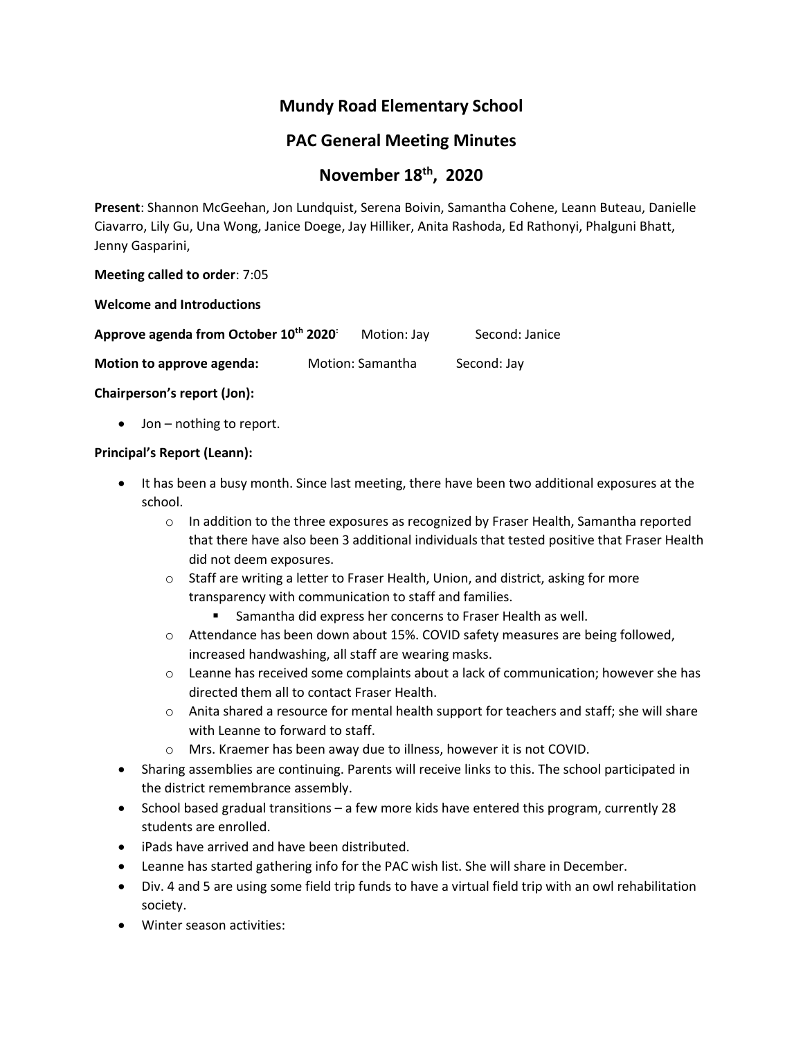# Mundy Road Elementary School

## PAC General Meeting Minutes

## November 18th, 2020

**Present**: Shannon McGeehan, Jon Lundquist, Serena Boivin, Samantha Cohene, Leann Buteau, Danielle Ciavarro, Lily Gu, Una Wong, Janice Doege, Jay Hilliker, Anita Rashoda, Ed Rathonyi, Phalguni Bhatt, Jenny Gasparini,

**Meeting called to order**: 7:05

**Welcome and Introductions**

**Approve agenda from October 10th 2020**: Motion: Jay Second: Janice

**Motion to approve agenda:** Motion: Samantha Second: Jay

**Chairperson's report (Jon):**

- Jon – nothing to report.

**Principal's Report (Leann):**

- It has been a busy month. Since last meeting, there have been two additional exposures at the school.
  - In addition to the three exposures as recognized by Fraser Health, Samantha reported that there have also been 3 additional individuals that tested positive that Fraser Health did not deem exposures.
  - Staff are writing a letter to Fraser Health, Union, and district, asking for more transparency with communication to staff and families.
    - Samantha did express her concerns to Fraser Health as well.
  - Attendance has been down about 15%. COVID safety measures are being followed, increased handwashing, all staff are wearing masks.
  - Leanne has received some complaints about a lack of communication; however she has directed them all to contact Fraser Health.
  - Anita shared a resource for mental health support for teachers and staff; she will share with Leanne to forward to staff.
  - Mrs. Kraemer has been away due to illness, however it is not COVID.
- Sharing assemblies are continuing. Parents will receive links to this. The school participated in the district remembrance assembly.
- School based gradual transitions – a few more kids have entered this program, currently 28 students are enrolled.
- iPads have arrived and have been distributed.
- Leanne has started gathering info for the PAC wish list. She will share in December.
- Div. 4 and 5 are using some field trip funds to have a virtual field trip with an owl rehabilitation society.
- Winter season activities: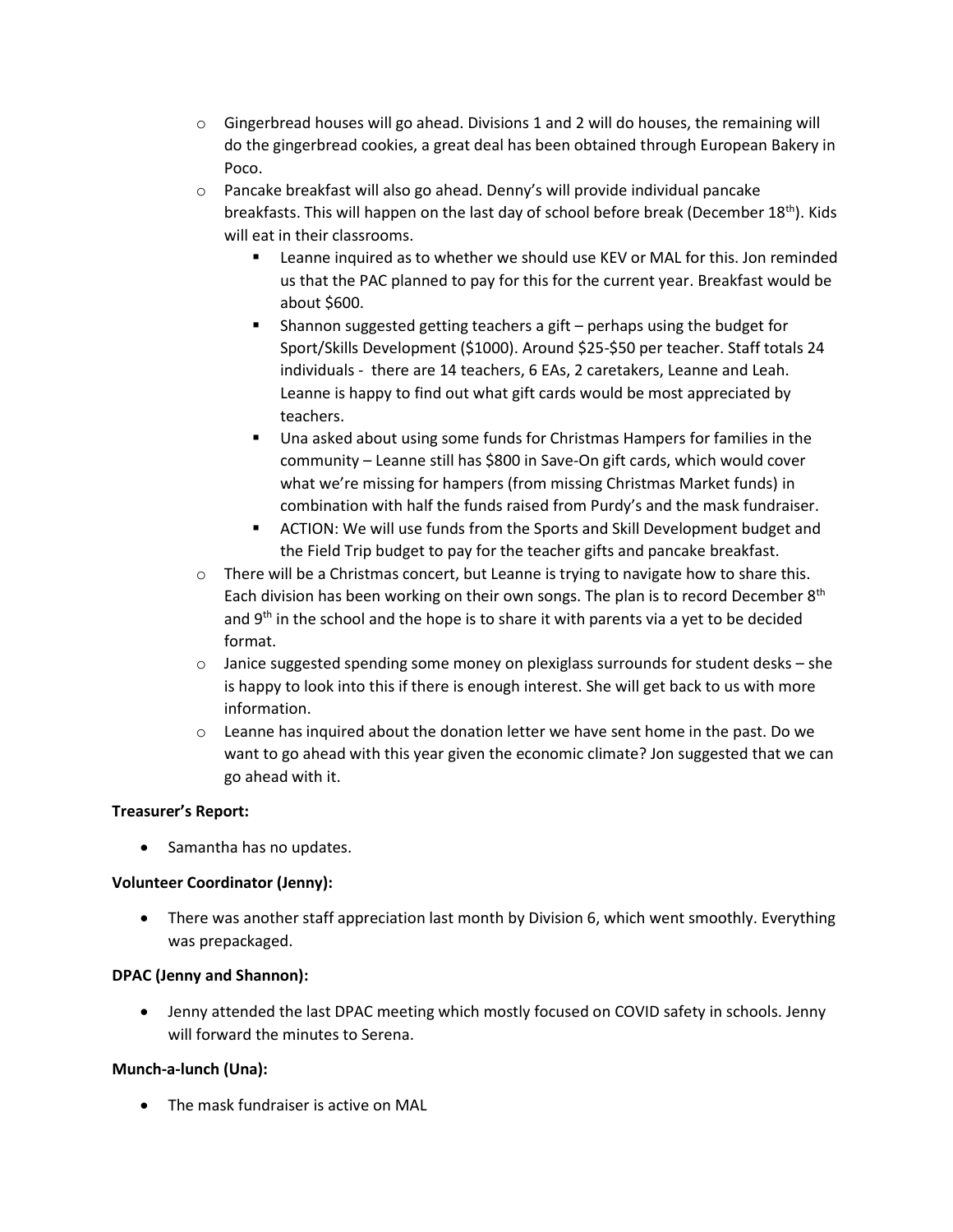- Gingerbread houses will go ahead. Divisions 1 and 2 will do houses, the remaining will do the gingerbread cookies, a great deal has been obtained through European Bakery in Poco.
- Pancake breakfast will also go ahead. Denny's will provide individual pancake breakfasts. This will happen on the last day of school before break (December 18th). Kids will eat in their classrooms.
  - Leanne inquired as to whether we should use KEV or MAL for this. Jon reminded us that the PAC planned to pay for this for the current year. Breakfast would be about $600.
  - Shannon suggested getting teachers a gift – perhaps using the budget for Sport/Skills Development ($1000). Around $25-$50 per teacher. Staff totals 24 individuals - there are 14 teachers, 6 EAs, 2 caretakers, Leanne and Leah. Leanne is happy to find out what gift cards would be most appreciated by teachers.
  - Una asked about using some funds for Christmas Hampers for families in the community – Leanne still has $800 in Save-On gift cards, which would cover what we're missing for hampers (from missing Christmas Market funds) in combination with half the funds raised from Purdy's and the mask fundraiser.
  - ACTION: We will use funds from the Sports and Skill Development budget and the Field Trip budget to pay for the teacher gifts and pancake breakfast.
- There will be a Christmas concert, but Leanne is trying to navigate how to share this. Each division has been working on their own songs. The plan is to record December 8th and 9th in the school and the hope is to share it with parents via a yet to be decided format.
- Janice suggested spending some money on plexiglass surrounds for student desks – she is happy to look into this if there is enough interest. She will get back to us with more information.
- Leanne has inquired about the donation letter we have sent home in the past. Do we want to go ahead with this year given the economic climate? Jon suggested that we can go ahead with it.

**Treasurer's Report:**

- Samantha has no updates.

**Volunteer Coordinator (Jenny):**

- There was another staff appreciation last month by Division 6, which went smoothly. Everything was prepackaged.

**DPAC (Jenny and Shannon):**

- Jenny attended the last DPAC meeting which mostly focused on COVID safety in schools. Jenny will forward the minutes to Serena.

**Munch-a-lunch (Una):**

- The mask fundraiser is active on MAL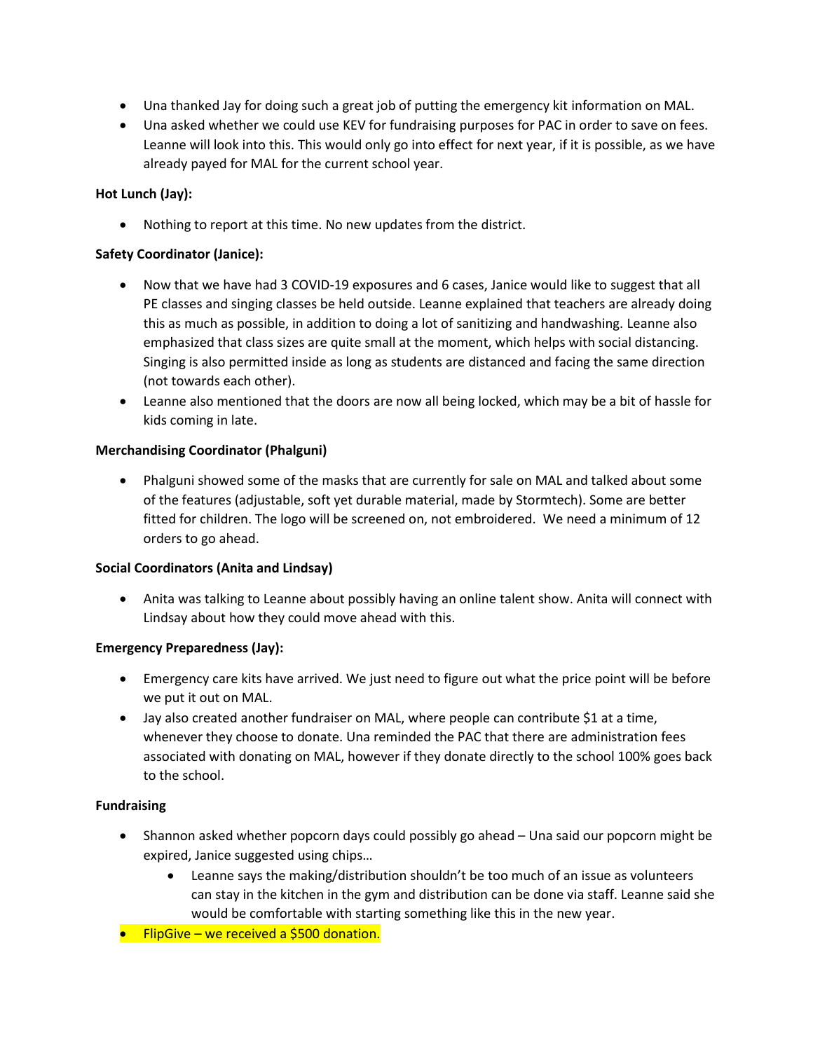- Una thanked Jay for doing such a great job of putting the emergency kit information on MAL.
- Una asked whether we could use KEV for fundraising purposes for PAC in order to save on fees. Leanne will look into this. This would only go into effect for next year, if it is possible, as we have already payed for MAL for the current school year.

**Hot Lunch (Jay):**

- Nothing to report at this time. No new updates from the district.

**Safety Coordinator (Janice):**

- Now that we have had 3 COVID-19 exposures and 6 cases, Janice would like to suggest that all PE classes and singing classes be held outside. Leanne explained that teachers are already doing this as much as possible, in addition to doing a lot of sanitizing and handwashing. Leanne also emphasized that class sizes are quite small at the moment, which helps with social distancing. Singing is also permitted inside as long as students are distanced and facing the same direction (not towards each other).
- Leanne also mentioned that the doors are now all being locked, which may be a bit of hassle for kids coming in late.

**Merchandising Coordinator (Phalguni)**

- Phalguni showed some of the masks that are currently for sale on MAL and talked about some of the features (adjustable, soft yet durable material, made by Stormtech). Some are better fitted for children. The logo will be screened on, not embroidered. We need a minimum of 12 orders to go ahead.

**Social Coordinators (Anita and Lindsay)**

- Anita was talking to Leanne about possibly having an online talent show. Anita will connect with Lindsay about how they could move ahead with this.

**Emergency Preparedness (Jay):**

- Emergency care kits have arrived. We just need to figure out what the price point will be before we put it out on MAL.
- Jay also created another fundraiser on MAL, where people can contribute $1 at a time, whenever they choose to donate. Una reminded the PAC that there are administration fees associated with donating on MAL, however if they donate directly to the school 100% goes back to the school.

**Fundraising**

- Shannon asked whether popcorn days could possibly go ahead – Una said our popcorn might be expired, Janice suggested using chips…
  - Leanne says the making/distribution shouldn't be too much of an issue as volunteers can stay in the kitchen in the gym and distribution can be done via staff. Leanne said she would be comfortable with starting something like this in the new year.
- FlipGive – we received a $500 donation.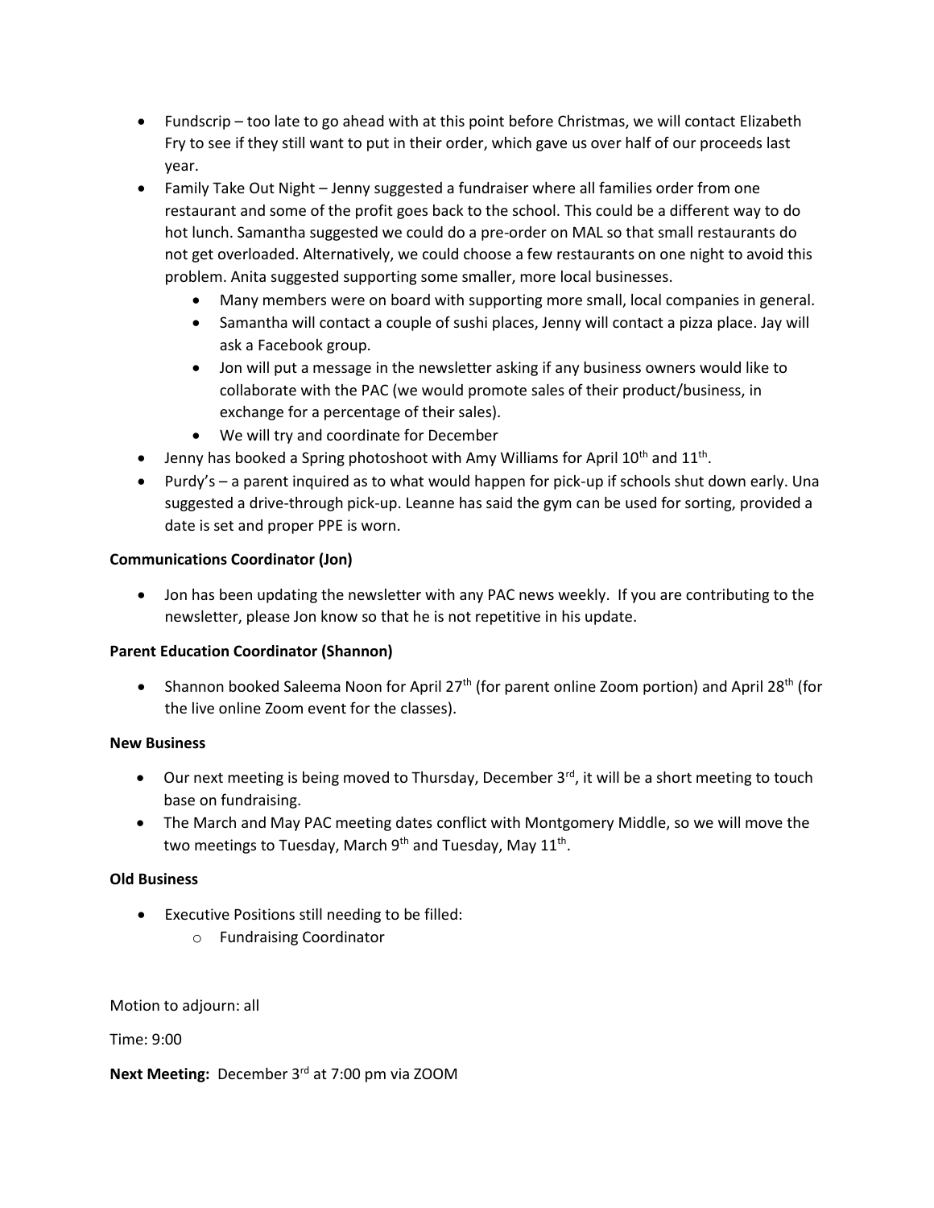- Fundscrip – too late to go ahead with at this point before Christmas, we will contact Elizabeth Fry to see if they still want to put in their order, which gave us over half of our proceeds last year.
- Family Take Out Night – Jenny suggested a fundraiser where all families order from one restaurant and some of the profit goes back to the school. This could be a different way to do hot lunch. Samantha suggested we could do a pre-order on MAL so that small restaurants do not get overloaded. Alternatively, we could choose a few restaurants on one night to avoid this problem. Anita suggested supporting some smaller, more local businesses.
    - Many members were on board with supporting more small, local companies in general.
    - Samantha will contact a couple of sushi places, Jenny will contact a pizza place. Jay will ask a Facebook group.
    - Jon will put a message in the newsletter asking if any business owners would like to collaborate with the PAC (we would promote sales of their product/business, in exchange for a percentage of their sales).
    - We will try and coordinate for December
- Jenny has booked a Spring photoshoot with Amy Williams for April 10th and 11th.
- Purdy's – a parent inquired as to what would happen for pick-up if schools shut down early. Una suggested a drive-through pick-up. Leanne has said the gym can be used for sorting, provided a date is set and proper PPE is worn.

**Communications Coordinator (Jon)**

- Jon has been updating the newsletter with any PAC news weekly. If you are contributing to the newsletter, please Jon know so that he is not repetitive in his update.

**Parent Education Coordinator (Shannon)**

- Shannon booked Saleema Noon for April 27th (for parent online Zoom portion) and April 28th (for the live online Zoom event for the classes).

**New Business**

- Our next meeting is being moved to Thursday, December 3rd, it will be a short meeting to touch base on fundraising.
- The March and May PAC meeting dates conflict with Montgomery Middle, so we will move the two meetings to Tuesday, March 9th and Tuesday, May 11th.

**Old Business**

- Executive Positions still needing to be filled:
    - Fundraising Coordinator

Motion to adjourn: all

Time: 9:00

**Next Meeting:** December 3rd at 7:00 pm via ZOOM